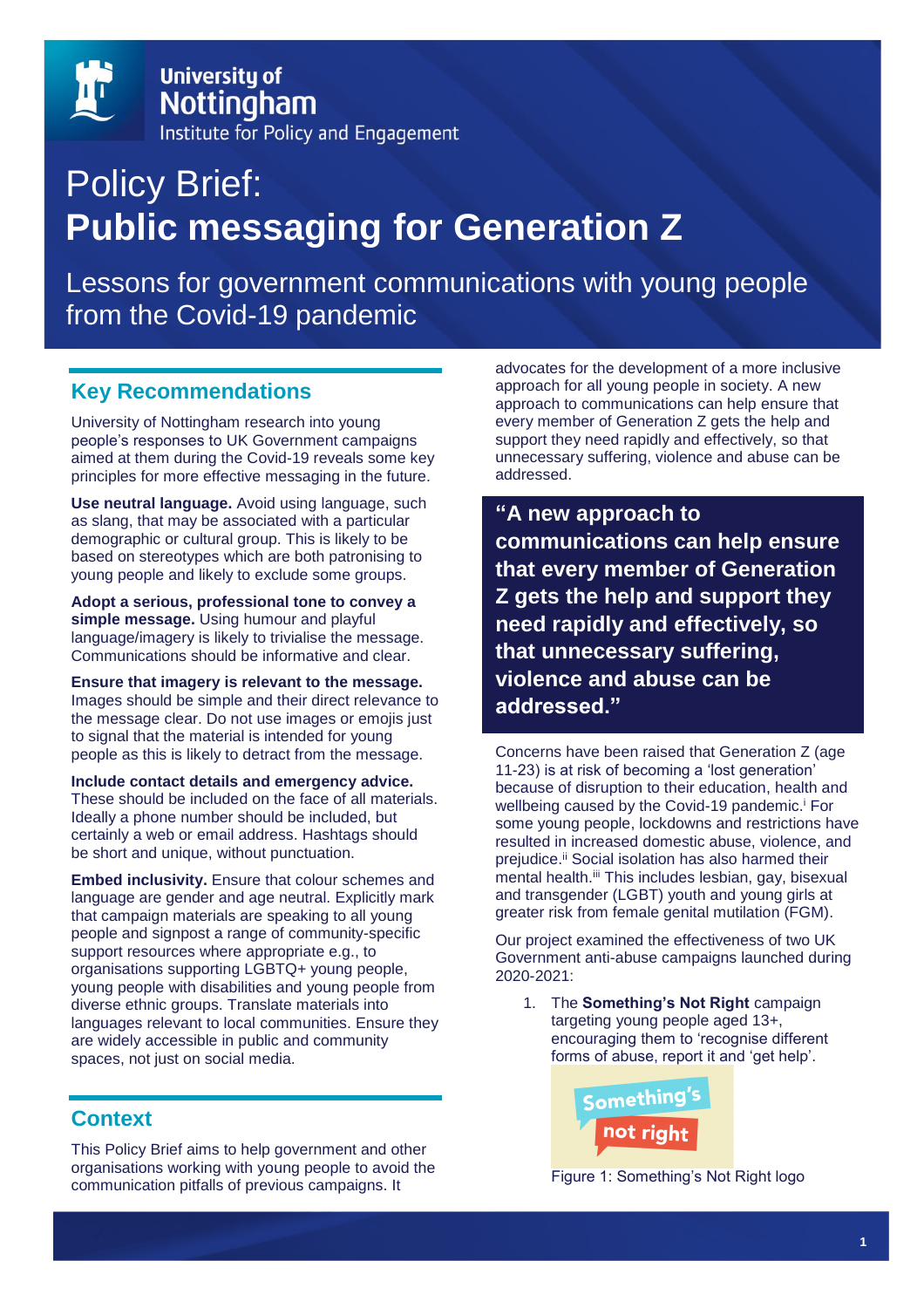University of Nottingham
Institute for Policy and Engagement

# Policy Brief: **Public messaging for Generation Z**

Lessons for government communications with young people from the Covid-19 pandemic

## Key Recommendations

University of Nottingham research into young people's responses to UK Government campaigns aimed at them during the Covid-19 reveals some key principles for more effective messaging in the future.

**Use neutral language.** Avoid using language, such as slang, that may be associated with a particular demographic or cultural group. This is likely to be based on stereotypes which are both patronising to young people and likely to exclude some groups.

**Adopt a serious, professional tone to convey a simple message.** Using humour and playful language/imagery is likely to trivialise the message. Communications should be informative and clear.

**Ensure that imagery is relevant to the message.** Images should be simple and their direct relevance to the message clear. Do not use images or emojis just to signal that the material is intended for young people as this is likely to detract from the message.

**Include contact details and emergency advice.** These should be included on the face of all materials. Ideally a phone number should be included, but certainly a web or email address. Hashtags should be short and unique, without punctuation.

**Embed inclusivity.** Ensure that colour schemes and language are gender and age neutral. Explicitly mark that campaign materials are speaking to all young people and signpost a range of community-specific support resources where appropriate e.g., to organisations supporting LGBTQ+ young people, young people with disabilities and young people from diverse ethnic groups. Translate materials into languages relevant to local communities. Ensure they are widely accessible in public and community spaces, not just on social media.

## Context

This Policy Brief aims to help government and other organisations working with young people to avoid the communication pitfalls of previous campaigns. It advocates for the development of a more inclusive approach for all young people in society. A new approach to communications can help ensure that every member of Generation Z gets the help and support they need rapidly and effectively, so that unnecessary suffering, violence and abuse can be addressed.

> **"A new approach to communications can help ensure that every member of Generation Z gets the help and support they need rapidly and effectively, so that unnecessary suffering, violence and abuse can be addressed."**

Concerns have been raised that Generation Z (age 11-23) is at risk of becoming a 'lost generation' because of disruption to their education, health and wellbeing caused by the Covid-19 pandemic.[i] For some young people, lockdowns and restrictions have resulted in increased domestic abuse, violence, and prejudice.[ii] Social isolation has also harmed their mental health.[iii] This includes lesbian, gay, bisexual and transgender (LGBT) youth and young girls at greater risk from female genital mutilation (FGM).

Our project examined the effectiveness of two UK Government anti-abuse campaigns launched during 2020-2021:

1. The **Something's Not Right** campaign targeting young people aged 13+, encouraging them to 'recognise different forms of abuse, report it and 'get help'.

Figure 1: Something's Not Right logo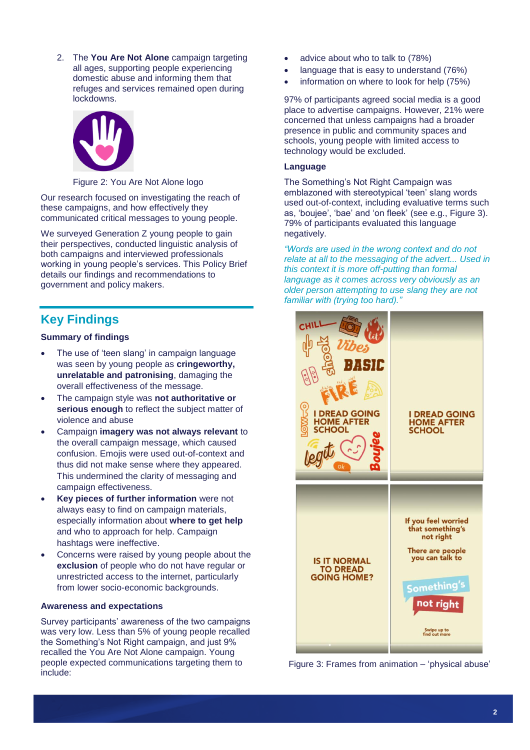2. The **You Are Not Alone** campaign targeting all ages, supporting people experiencing domestic abuse and informing them that refuges and services remained open during lockdowns.

Figure 2: You Are Not Alone logo

Our research focused on investigating the reach of these campaigns, and how effectively they communicated critical messages to young people.

We surveyed Generation Z young people to gain their perspectives, conducted linguistic analysis of both campaigns and interviewed professionals working in young people's services. This Policy Brief details our findings and recommendations to government and policy makers.

## Key Findings

### Summary of findings

- The use of 'teen slang' in campaign language was seen by young people as **cringeworthy, unrelatable and patronising**, damaging the overall effectiveness of the message.
- The campaign style was **not authoritative or serious enough** to reflect the subject matter of violence and abuse
- Campaign **imagery was not always relevant** to the overall campaign message, which caused confusion. Emojis were used out-of-context and thus did not make sense where they appeared. This undermined the clarity of messaging and campaign effectiveness.
- **Key pieces of further information** were not always easy to find on campaign materials, especially information about **where to get help** and who to approach for help. Campaign hashtags were ineffective.
- Concerns were raised by young people about the **exclusion** of people who do not have regular or unrestricted access to the internet, particularly from lower socio-economic backgrounds.

### Awareness and expectations

Survey participants' awareness of the two campaigns was very low. Less than 5% of young people recalled the Something's Not Right campaign, and just 9% recalled the You Are Not Alone campaign. Young people expected communications targeting them to include:

- advice about who to talk to (78%)
- language that is easy to understand (76%)
- information on where to look for help (75%)

97% of participants agreed social media is a good place to advertise campaigns. However, 21% were concerned that unless campaigns had a broader presence in public and community spaces and schools, young people with limited access to technology would be excluded.

### Language

The Something's Not Right Campaign was emblazoned with stereotypical 'teen' slang words used out-of-context, including evaluative terms such as, 'boujee', 'bae' and 'on fleek' (see e.g., Figure 3). 79% of participants evaluated this language negatively.

*"Words are used in the wrong context and do not relate at all to the messaging of the advert... Used in this context it is more off-putting than formal language as it comes across very obviously as an older person attempting to use slang they are not familiar with (trying too hard)."*

Figure 3: Frames from animation – 'physical abuse'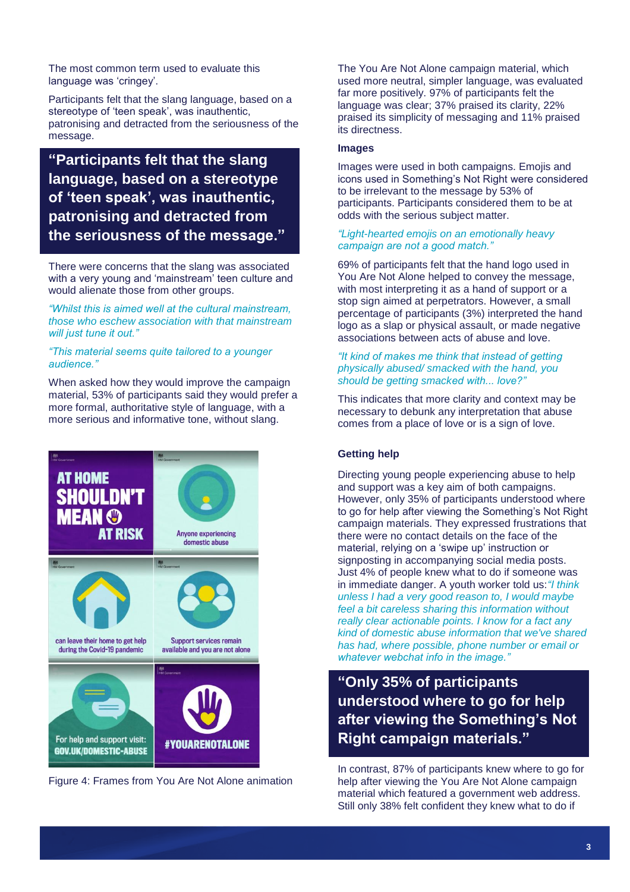The most common term used to evaluate this language was 'cringey'.

Participants felt that the slang language, based on a stereotype of 'teen speak', was inauthentic, patronising and detracted from the seriousness of the message.

> **"Participants felt that the slang language, based on a stereotype of 'teen speak', was inauthentic, patronising and detracted from the seriousness of the message."**

There were concerns that the slang was associated with a very young and 'mainstream' teen culture and would alienate those from other groups.

*"Whilst this is aimed well at the cultural mainstream, those who eschew association with that mainstream will just tune it out."*

*"This material seems quite tailored to a younger audience."*

When asked how they would improve the campaign material, 53% of participants said they would prefer a more formal, authoritative style of language, with a more serious and informative tone, without slang.

Figure 4: Frames from You Are Not Alone animation

The You Are Not Alone campaign material, which used more neutral, simpler language, was evaluated far more positively. 97% of participants felt the language was clear; 37% praised its clarity, 22% praised its simplicity of messaging and 11% praised its directness.

### Images

Images were used in both campaigns. Emojis and icons used in Something's Not Right were considered to be irrelevant to the message by 53% of participants. Participants considered them to be at odds with the serious subject matter.

*"Light-hearted emojis on an emotionally heavy campaign are not a good match."*

69% of participants felt that the hand logo used in You Are Not Alone helped to convey the message, with most interpreting it as a hand of support or a stop sign aimed at perpetrators. However, a small percentage of participants (3%) interpreted the hand logo as a slap or physical assault, or made negative associations between acts of abuse and love.

*"It kind of makes me think that instead of getting physically abused/ smacked with the hand, you should be getting smacked with... love?"*

This indicates that more clarity and context may be necessary to debunk any interpretation that abuse comes from a place of love or is a sign of love.

### Getting help

Directing young people experiencing abuse to help and support was a key aim of both campaigns. However, only 35% of participants understood where to go for help after viewing the Something's Not Right campaign materials. They expressed frustrations that there were no contact details on the face of the material, relying on a 'swipe up' instruction or signposting in accompanying social media posts. Just 4% of people knew what to do if someone was in immediate danger. A youth worker told us: *"I think unless I had a very good reason to, I would maybe feel a bit careless sharing this information without really clear actionable points. I know for a fact any kind of domestic abuse information that we've shared has had, where possible, phone number or email or whatever webchat info in the image."*

> **"Only 35% of participants understood where to go for help after viewing the Something's Not Right campaign materials."**

In contrast, 87% of participants knew where to go for help after viewing the You Are Not Alone campaign material which featured a government web address. Still only 38% felt confident they knew what to do if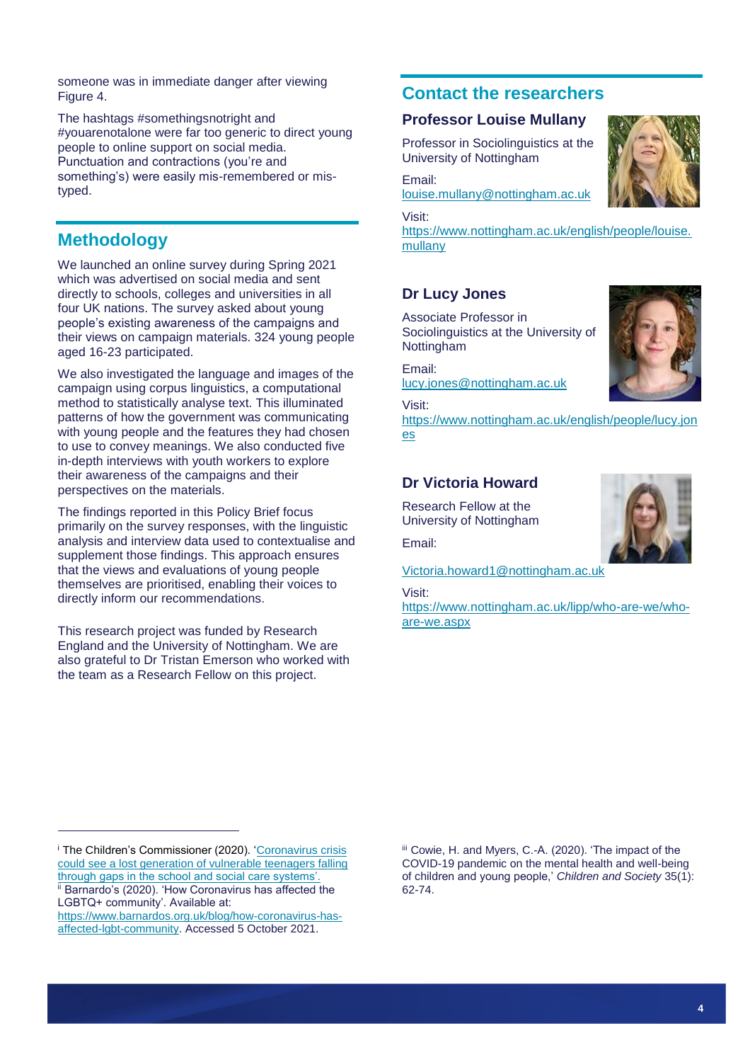someone was in immediate danger after viewing Figure 4.

The hashtags #somethingsnotright and #youarenotalone were far too generic to direct young people to online support on social media. Punctuation and contractions (you're and something's) were easily mis-remembered or mis-typed.

## Methodology

We launched an online survey during Spring 2021 which was advertised on social media and sent directly to schools, colleges and universities in all four UK nations. The survey asked about young people's existing awareness of the campaigns and their views on campaign materials. 324 young people aged 16-23 participated.

We also investigated the language and images of the campaign using corpus linguistics, a computational method to statistically analyse text. This illuminated patterns of how the government was communicating with young people and the features they had chosen to use to convey meanings. We also conducted five in-depth interviews with youth workers to explore their awareness of the campaigns and their perspectives on the materials.

The findings reported in this Policy Brief focus primarily on the survey responses, with the linguistic analysis and interview data used to contextualise and supplement those findings. This approach ensures that the views and evaluations of young people themselves are prioritised, enabling their voices to directly inform our recommendations.

This research project was funded by Research England and the University of Nottingham. We are also grateful to Dr Tristan Emerson who worked with the team as a Research Fellow on this project.

## Contact the researchers

### Professor Louise Mullany

Professor in Sociolinguistics at the University of Nottingham

Email:
louise.mullany@nottingham.ac.uk

Visit:
https://www.nottingham.ac.uk/english/people/louise.mullany

### Dr Lucy Jones

Associate Professor in Sociolinguistics at the University of Nottingham

Email:
lucy.jones@nottingham.ac.uk

Visit:
https://www.nottingham.ac.uk/english/people/lucy.jones

### Dr Victoria Howard

Research Fellow at the University of Nottingham

Email:

Victoria.howard1@nottingham.ac.uk

Visit:
https://www.nottingham.ac.uk/lipp/who-are-we/who-are-we.aspx

---

[i] The Children's Commissioner (2020). 'Coronavirus crisis could see a lost generation of vulnerable teenagers falling through gaps in the school and social care systems'.

[ii] Barnardo's (2020). 'How Coronavirus has affected the LGBTQ+ community'. Available at: https://www.barnardos.org.uk/blog/how-coronavirus-has-affected-lgbt-community. Accessed 5 October 2021.

[iii] Cowie, H. and Myers, C.-A. (2020). 'The impact of the COVID-19 pandemic on the mental health and well-being of children and young people,' *Children and Society* 35(1): 62-74.